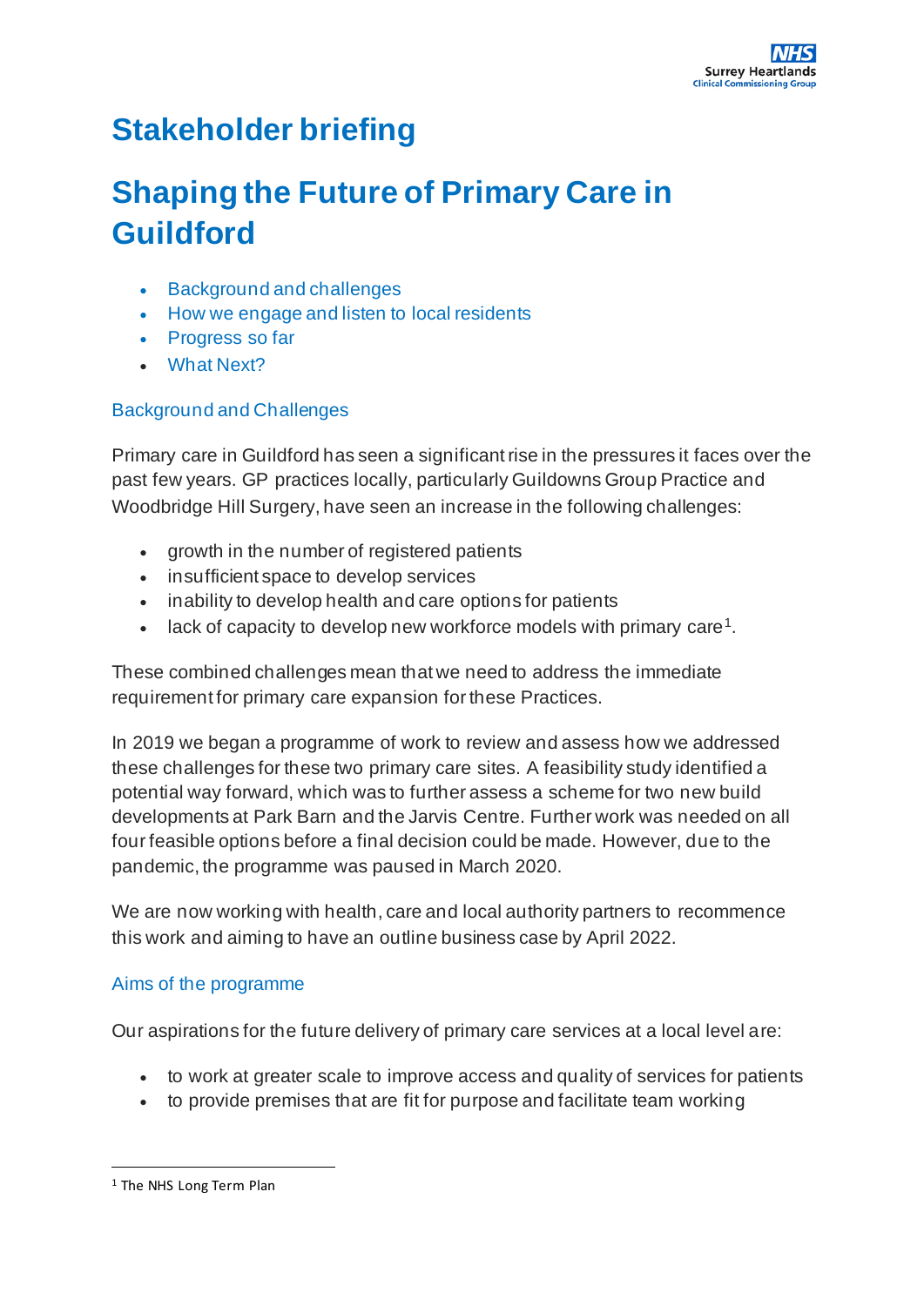# Stakeholder briefing

# Shaping the Future of Primary Care in Guildford

- Background and challenges
- How we engage and listen to local residents
- Progress so far
- What Next?

## Background and Challenges

Primary care in Guildford has seen a significant rise in the pressures it faces over the past few years. GP practices locally, particularly Guildowns Group Practice and Woodbridge Hill Surgery, have seen an increase in the following challenges:

- growth in the number of registered patients
- insufficient space to develop services
- inability to develop health and care options for patients
- lack of capacity to develop new workforce models with primary care[1].

These combined challenges mean that we need to address the immediate requirement for primary care expansion for these Practices.

In 2019 we began a programme of work to review and assess how we addressed these challenges for these two primary care sites. A feasibility study identified a potential way forward, which was to further assess a scheme for two new build developments at Park Barn and the Jarvis Centre. Further work was needed on all four feasible options before a final decision could be made. However, due to the pandemic, the programme was paused in March 2020.

We are now working with health, care and local authority partners to recommence this work and aiming to have an outline business case by April 2022.

## Aims of the programme

Our aspirations for the future delivery of primary care services at a local level are:

- to work at greater scale to improve access and quality of services for patients
- to provide premises that are fit for purpose and facilitate team working

[1] The NHS Long Term Plan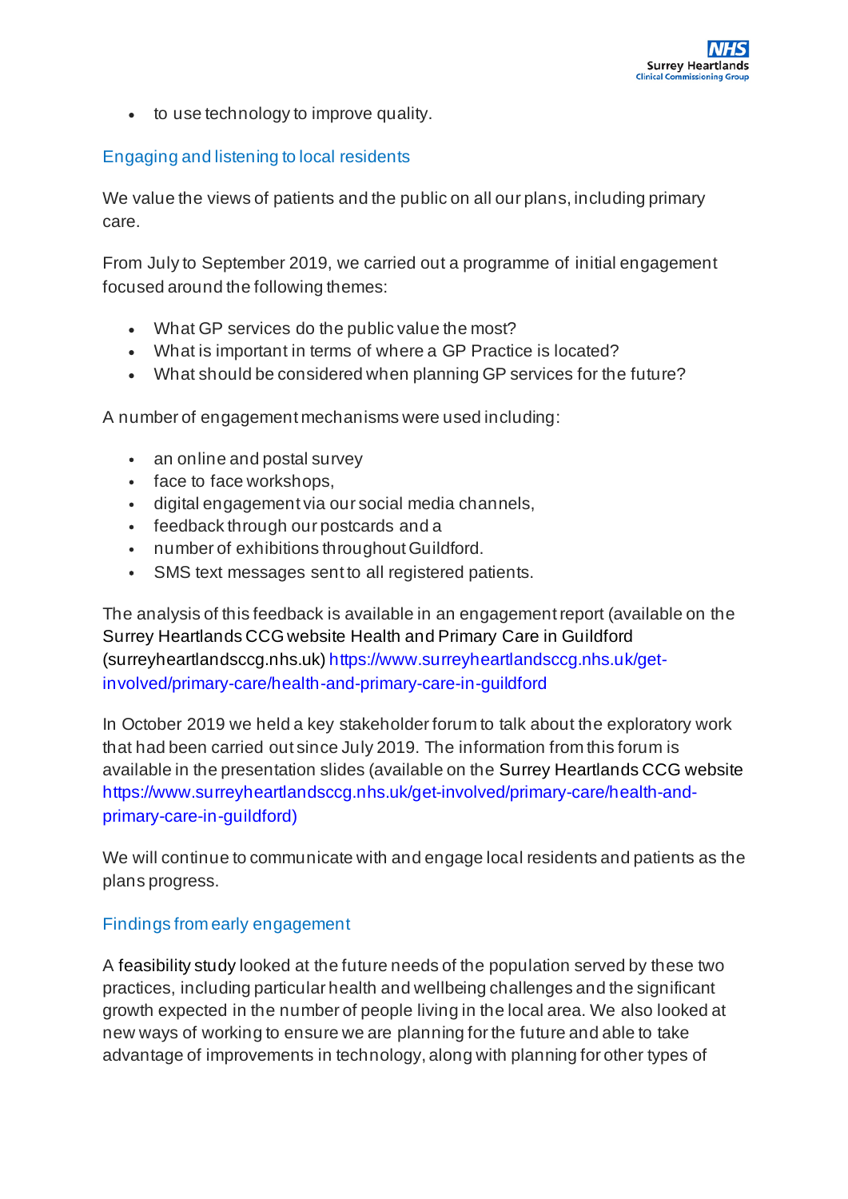- to use technology to improve quality.

## Engaging and listening to local residents

We value the views of patients and the public on all our plans, including primary care.

From July to September 2019, we carried out a programme of initial engagement focused around the following themes:

- What GP services do the public value the most?
- What is important in terms of where a GP Practice is located?
- What should be considered when planning GP services for the future?

A number of engagement mechanisms were used including:

- an online and postal survey
- face to face workshops,
- digital engagement via our social media channels,
- feedback through our postcards and a
- number of exhibitions throughout Guildford.
- SMS text messages sent to all registered patients.

The analysis of this feedback is available in an engagement report (available on the Surrey Heartlands CCG website Health and Primary Care in Guildford (surreyheartlandsccg.nhs.uk) https://www.surreyheartlandsccg.nhs.uk/get-involved/primary-care/health-and-primary-care-in-guildford

In October 2019 we held a key stakeholder forum to talk about the exploratory work that had been carried out since July 2019. The information from this forum is available in the presentation slides (available on the Surrey Heartlands CCG website https://www.surreyheartlandsccg.nhs.uk/get-involved/primary-care/health-and-primary-care-in-guildford)

We will continue to communicate with and engage local residents and patients as the plans progress.

## Findings from early engagement

A feasibility study looked at the future needs of the population served by these two practices, including particular health and wellbeing challenges and the significant growth expected in the number of people living in the local area. We also looked at new ways of working to ensure we are planning for the future and able to take advantage of improvements in technology, along with planning for other types of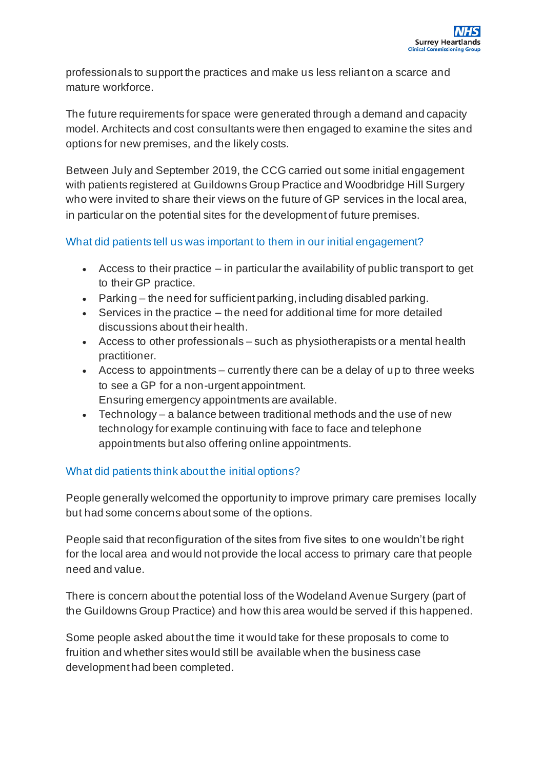professionals to support the practices and make us less reliant on a scarce and mature workforce.

The future requirements for space were generated through a demand and capacity model. Architects and cost consultants were then engaged to examine the sites and options for new premises, and the likely costs.

Between July and September 2019, the CCG carried out some initial engagement with patients registered at Guildowns Group Practice and Woodbridge Hill Surgery who were invited to share their views on the future of GP services in the local area, in particular on the potential sites for the development of future premises.

### What did patients tell us was important to them in our initial engagement?

- Access to their practice – in particular the availability of public transport to get to their GP practice.
- Parking – the need for sufficient parking, including disabled parking.
- Services in the practice – the need for additional time for more detailed discussions about their health.
- Access to other professionals – such as physiotherapists or a mental health practitioner.
- Access to appointments – currently there can be a delay of up to three weeks to see a GP for a non-urgent appointment.
  Ensuring emergency appointments are available.
- Technology – a balance between traditional methods and the use of new technology for example continuing with face to face and telephone appointments but also offering online appointments.

### What did patients think about the initial options?

People generally welcomed the opportunity to improve primary care premises locally but had some concerns about some of the options.

People said that reconfiguration of the sites from five sites to one wouldn't be right for the local area and would not provide the local access to primary care that people need and value.

There is concern about the potential loss of the Wodeland Avenue Surgery (part of the Guildowns Group Practice) and how this area would be served if this happened.

Some people asked about the time it would take for these proposals to come to fruition and whether sites would still be available when the business case development had been completed.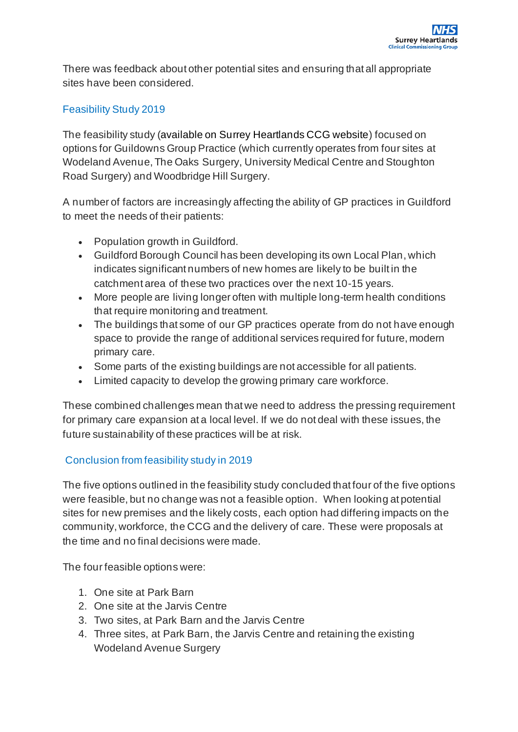There was feedback about other potential sites and ensuring that all appropriate sites have been considered.

## Feasibility Study 2019

The feasibility study (available on Surrey Heartlands CCG website) focused on options for Guildowns Group Practice (which currently operates from four sites at Wodeland Avenue, The Oaks Surgery, University Medical Centre and Stoughton Road Surgery) and Woodbridge Hill Surgery.

A number of factors are increasingly affecting the ability of GP practices in Guildford to meet the needs of their patients:

- Population growth in Guildford.
- Guildford Borough Council has been developing its own Local Plan, which indicates significant numbers of new homes are likely to be built in the catchment area of these two practices over the next 10-15 years.
- More people are living longer often with multiple long-term health conditions that require monitoring and treatment.
- The buildings that some of our GP practices operate from do not have enough space to provide the range of additional services required for future, modern primary care.
- Some parts of the existing buildings are not accessible for all patients.
- Limited capacity to develop the growing primary care workforce.

These combined challenges mean that we need to address the pressing requirement for primary care expansion at a local level. If we do not deal with these issues, the future sustainability of these practices will be at risk.

## Conclusion from feasibility study in 2019

The five options outlined in the feasibility study concluded that four of the five options were feasible, but no change was not a feasible option. When looking at potential sites for new premises and the likely costs, each option had differing impacts on the community, workforce, the CCG and the delivery of care. These were proposals at the time and no final decisions were made.

The four feasible options were:

1. One site at Park Barn
2. One site at the Jarvis Centre
3. Two sites, at Park Barn and the Jarvis Centre
4. Three sites, at Park Barn, the Jarvis Centre and retaining the existing Wodeland Avenue Surgery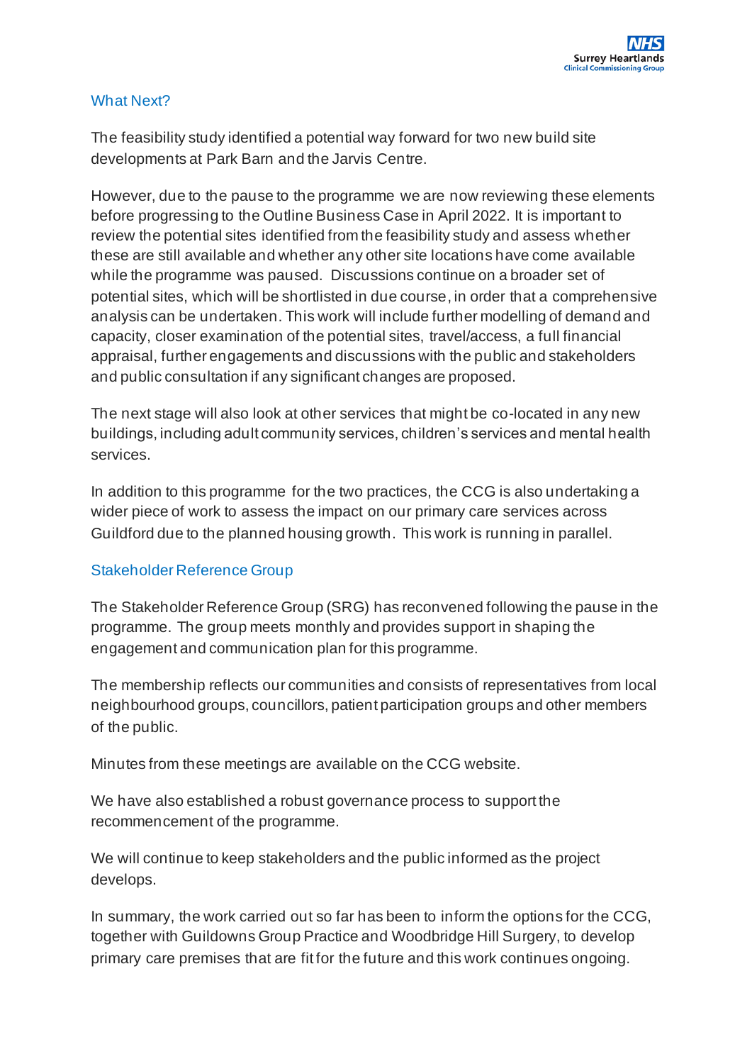## What Next?

The feasibility study identified a potential way forward for two new build site developments at Park Barn and the Jarvis Centre.

However, due to the pause to the programme we are now reviewing these elements before progressing to the Outline Business Case in April 2022. It is important to review the potential sites identified from the feasibility study and assess whether these are still available and whether any other site locations have come available while the programme was paused. Discussions continue on a broader set of potential sites, which will be shortlisted in due course, in order that a comprehensive analysis can be undertaken. This work will include further modelling of demand and capacity, closer examination of the potential sites, travel/access, a full financial appraisal, further engagements and discussions with the public and stakeholders and public consultation if any significant changes are proposed.

The next stage will also look at other services that might be co-located in any new buildings, including adult community services, children's services and mental health services.

In addition to this programme for the two practices, the CCG is also undertaking a wider piece of work to assess the impact on our primary care services across Guildford due to the planned housing growth. This work is running in parallel.

## Stakeholder Reference Group

The Stakeholder Reference Group (SRG) has reconvened following the pause in the programme. The group meets monthly and provides support in shaping the engagement and communication plan for this programme.

The membership reflects our communities and consists of representatives from local neighbourhood groups, councillors, patient participation groups and other members of the public.

Minutes from these meetings are available on the CCG website.

We have also established a robust governance process to support the recommencement of the programme.

We will continue to keep stakeholders and the public informed as the project develops.

In summary, the work carried out so far has been to inform the options for the CCG, together with Guildowns Group Practice and Woodbridge Hill Surgery, to develop primary care premises that are fit for the future and this work continues ongoing.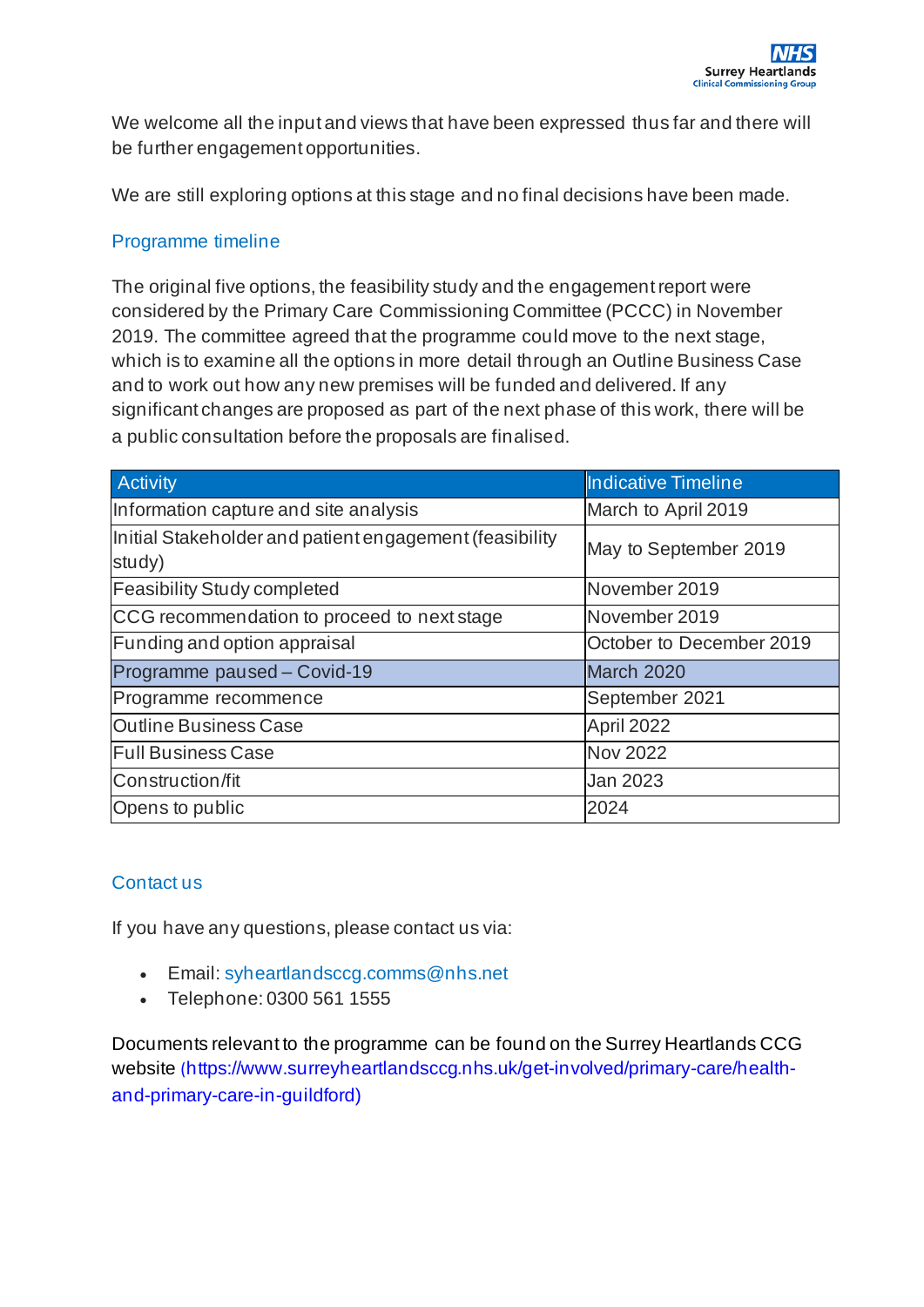We welcome all the input and views that have been expressed thus far and there will be further engagement opportunities.

We are still exploring options at this stage and no final decisions have been made.

## Programme timeline

The original five options, the feasibility study and the engagement report were considered by the Primary Care Commissioning Committee (PCCC) in November 2019. The committee agreed that the programme could move to the next stage, which is to examine all the options in more detail through an Outline Business Case and to work out how any new premises will be funded and delivered. If any significant changes are proposed as part of the next phase of this work, there will be a public consultation before the proposals are finalised.

| Activity | Indicative Timeline |
|---|---|
| Information capture and site analysis | March to April 2019 |
| Initial Stakeholder and patient engagement (feasibility study) | May to September 2019 |
| Feasibility Study completed | November 2019 |
| CCG recommendation to proceed to next stage | November 2019 |
| Funding and option appraisal | October to December 2019 |
| Programme paused – Covid-19 | March 2020 |
| Programme recommence | September 2021 |
| Outline Business Case | April 2022 |
| Full Business Case | Nov 2022 |
| Construction/fit | Jan 2023 |
| Opens to public | 2024 |

## Contact us

If you have any questions, please contact us via:

- Email: syheartlandsccg.comms@nhs.net
- Telephone: 0300 561 1555

Documents relevant to the programme can be found on the Surrey Heartlands CCG website (https://www.surreyheartlandsccg.nhs.uk/get-involved/primary-care/health-and-primary-care-in-guildford)